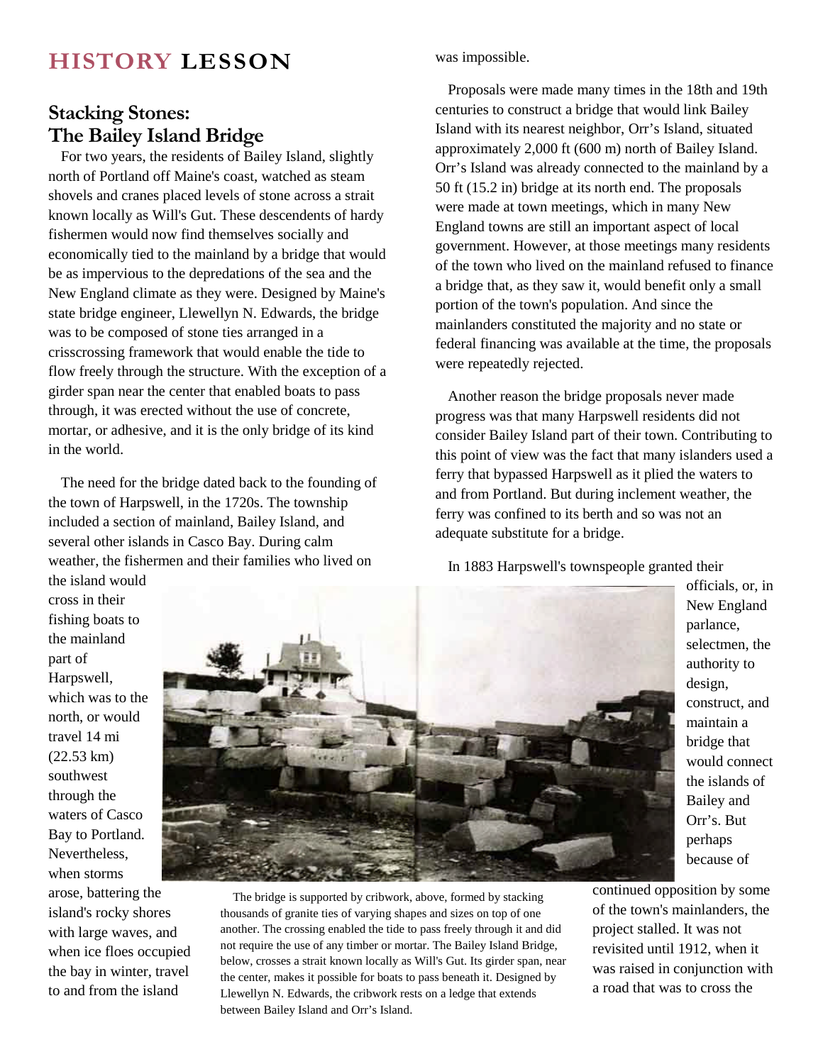# HISTORY LESSON

## Stacking Stones: The Bailey Island Bridge

For two years, the residents of Bailey Island, slightly north of Portland off Maine's coast, watched as steam shovels and cranes placed levels of stone across a strait known locally as Will's Gut. These descendents of hardy fishermen would now find themselves socially and economically tied to the mainland by a bridge that would be as impervious to the depredations of the sea and the New England climate as they were. Designed by Maine's state bridge engineer, Llewellyn N. Edwards, the bridge was to be composed of stone ties arranged in a crisscrossing framework that would enable the tide to flow freely through the structure. With the exception of a girder span near the center that enabled boats to pass through, it was erected without the use of concrete, mortar, or adhesive, and it is the only bridge of its kind in the world.

The need for the bridge dated back to the founding of the town of Harpswell, in the 1720s. The township included a section of mainland, Bailey Island, and several other islands in Casco Bay. During calm weather, the fishermen and their families who lived on the island would cross in their fishing boats to the mainland part of Harpswell, which was to the north, or would travel 14 mi (22.53 km) southwest through the waters of Casco Bay to Portland. Nevertheless, when storms arose, battering the island's rocky shores with large waves, and when ice floes occupied the bay in winter, travel to and from the island was impossible.

Proposals were made many times in the 18th and 19th centuries to construct a bridge that would link Bailey Island with its nearest neighbor, Orr's Island, situated approximately 2,000 ft (600 m) north of Bailey Island. Orr's Island was already connected to the mainland by a 50 ft (15.2 in) bridge at its north end. The proposals were made at town meetings, which in many New England towns are still an important aspect of local government. However, at those meetings many residents of the town who lived on the mainland refused to finance a bridge that, as they saw it, would benefit only a small portion of the town's population. And since the mainlanders constituted the majority and no state or federal financing was available at the time, the proposals were repeatedly rejected.

Another reason the bridge proposals never made progress was that many Harpswell residents did not consider Bailey Island part of their town. Contributing to this point of view was the fact that many islanders used a ferry that bypassed Harpswell as it plied the waters to and from Portland. But during inclement weather, the ferry was confined to its berth and so was not an adequate substitute for a bridge.

In 1883 Harpswell's townspeople granted their officials, or, in New England parlance, selectmen, the authority to design, construct, and maintain a bridge that would connect the islands of Bailey and Orr's. But perhaps because of continued opposition by some of the town's mainlanders, the project stalled. It was not revisited until 1912, when it was raised in conjunction with a road that was to cross the

The bridge is supported by cribwork, above, formed by stacking thousands of granite ties of varying shapes and sizes on top of one another. The crossing enabled the tide to pass freely through it and did not require the use of any timber or mortar. The Bailey Island Bridge, below, crosses a strait known locally as Will's Gut. Its girder span, near the center, makes it possible for boats to pass beneath it. Designed by Llewellyn N. Edwards, the cribwork rests on a ledge that extends between Bailey Island and Orr's Island.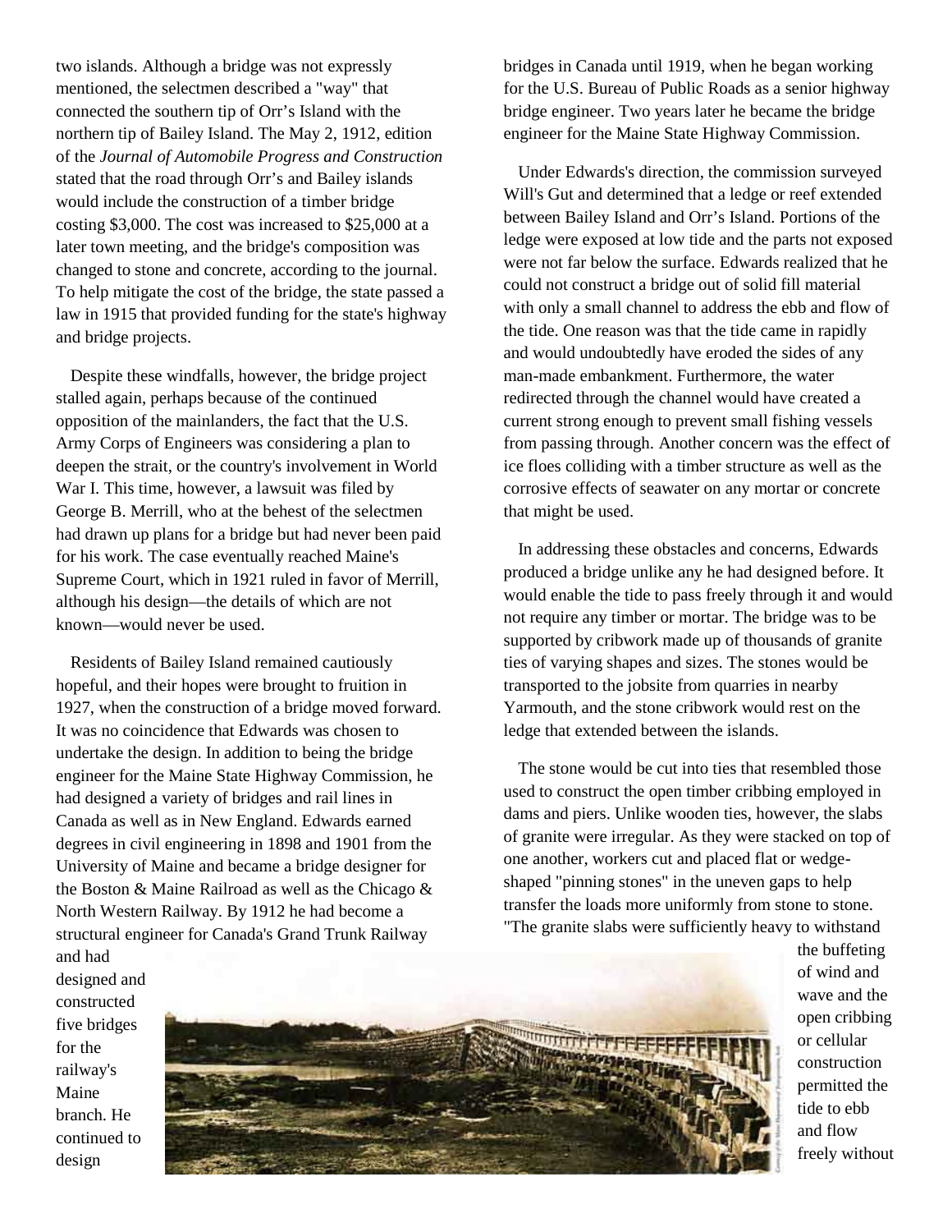two islands. Although a bridge was not expressly mentioned, the selectmen described a "way" that connected the southern tip of Orr's Island with the northern tip of Bailey Island. The May 2, 1912, edition of the *Journal of Automobile Progress and Construction* stated that the road through Orr's and Bailey islands would include the construction of a timber bridge costing $3,000. The cost was increased to $25,000 at a later town meeting, and the bridge's composition was changed to stone and concrete, according to the journal. To help mitigate the cost of the bridge, the state passed a law in 1915 that provided funding for the state's highway and bridge projects.

Despite these windfalls, however, the bridge project stalled again, perhaps because of the continued opposition of the mainlanders, the fact that the U.S. Army Corps of Engineers was considering a plan to deepen the strait, or the country's involvement in World War I. This time, however, a lawsuit was filed by George B. Merrill, who at the behest of the selectmen had drawn up plans for a bridge but had never been paid for his work. The case eventually reached Maine's Supreme Court, which in 1921 ruled in favor of Merrill, although his design—the details of which are not known—would never be used.

Residents of Bailey Island remained cautiously hopeful, and their hopes were brought to fruition in 1927, when the construction of a bridge moved forward. It was no coincidence that Edwards was chosen to undertake the design. In addition to being the bridge engineer for the Maine State Highway Commission, he had designed a variety of bridges and rail lines in Canada as well as in New England. Edwards earned degrees in civil engineering in 1898 and 1901 from the University of Maine and became a bridge designer for the Boston & Maine Railroad as well as the Chicago & North Western Railway. By 1912 he had become a structural engineer for Canada's Grand Trunk Railway and had designed and constructed five bridges for the railway's Maine branch. He continued to design bridges in Canada until 1919, when he began working for the U.S. Bureau of Public Roads as a senior highway bridge engineer. Two years later he became the bridge engineer for the Maine State Highway Commission.

Under Edwards's direction, the commission surveyed Will's Gut and determined that a ledge or reef extended between Bailey Island and Orr's Island. Portions of the ledge were exposed at low tide and the parts not exposed were not far below the surface. Edwards realized that he could not construct a bridge out of solid fill material with only a small channel to address the ebb and flow of the tide. One reason was that the tide came in rapidly and would undoubtedly have eroded the sides of any man-made embankment. Furthermore, the water redirected through the channel would have created a current strong enough to prevent small fishing vessels from passing through. Another concern was the effect of ice floes colliding with a timber structure as well as the corrosive effects of seawater on any mortar or concrete that might be used.

In addressing these obstacles and concerns, Edwards produced a bridge unlike any he had designed before. It would enable the tide to pass freely through it and would not require any timber or mortar. The bridge was to be supported by cribwork made up of thousands of granite ties of varying shapes and sizes. The stones would be transported to the jobsite from quarries in nearby Yarmouth, and the stone cribwork would rest on the ledge that extended between the islands.

The stone would be cut into ties that resembled those used to construct the open timber cribbing employed in dams and piers. Unlike wooden ties, however, the slabs of granite were irregular. As they were stacked on top of one another, workers cut and placed flat or wedge-shaped "pinning stones" in the uneven gaps to help transfer the loads more uniformly from stone to stone. "The granite slabs were sufficiently heavy to withstand the buffeting of wind and wave and the open cribbing or cellular construction permitted the tide to ebb and flow freely without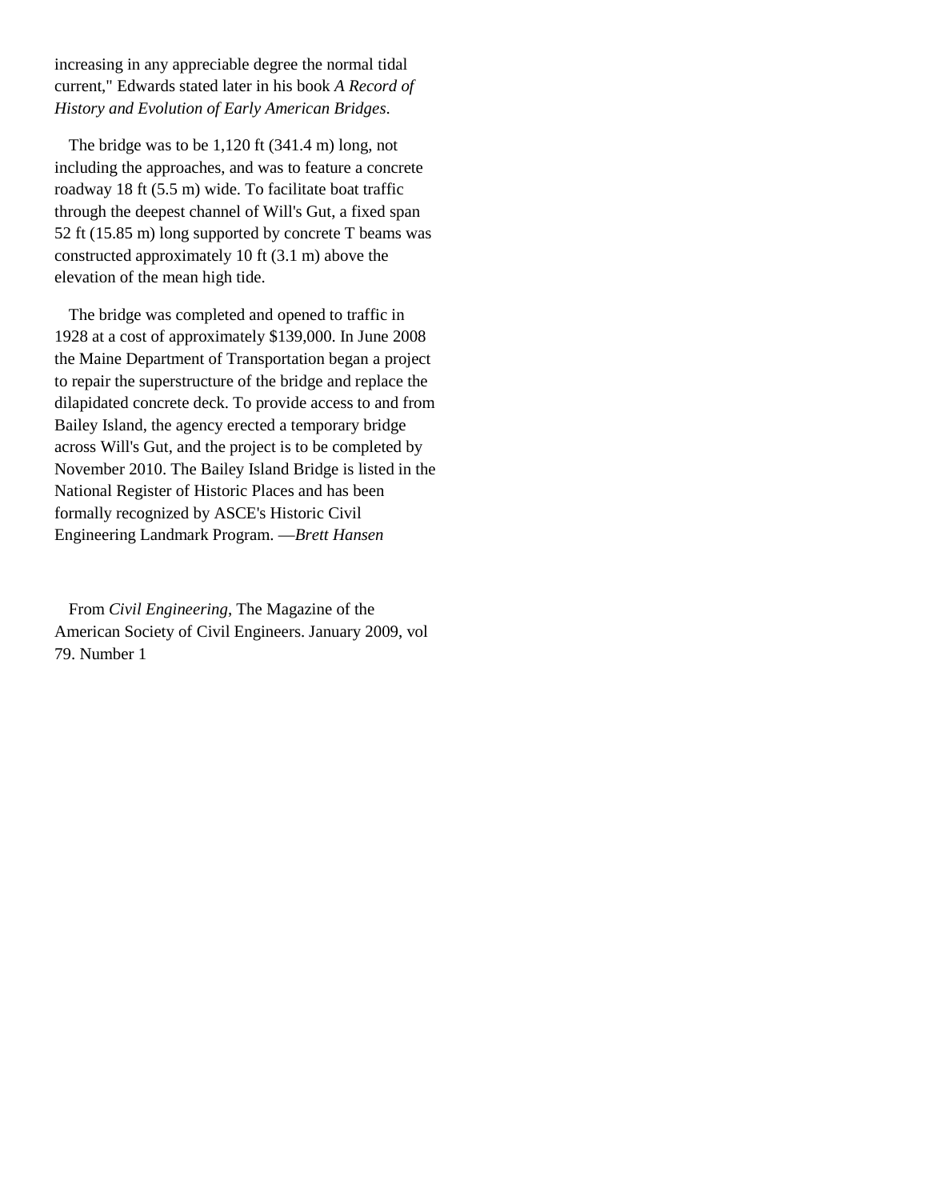increasing in any appreciable degree the normal tidal current," Edwards stated later in his book *A Record of History and Evolution of Early American Bridges*.

The bridge was to be 1,120 ft (341.4 m) long, not including the approaches, and was to feature a concrete roadway 18 ft (5.5 m) wide. To facilitate boat traffic through the deepest channel of Will's Gut, a fixed span 52 ft (15.85 m) long supported by concrete T beams was constructed approximately 10 ft (3.1 m) above the elevation of the mean high tide.

The bridge was completed and opened to traffic in 1928 at a cost of approximately $139,000. In June 2008 the Maine Department of Transportation began a project to repair the superstructure of the bridge and replace the dilapidated concrete deck. To provide access to and from Bailey Island, the agency erected a temporary bridge across Will's Gut, and the project is to be completed by November 2010. The Bailey Island Bridge is listed in the National Register of Historic Places and has been formally recognized by ASCE's Historic Civil Engineering Landmark Program. —*Brett Hansen*

From *Civil Engineering*, The Magazine of the American Society of Civil Engineers. January 2009, vol 79. Number 1